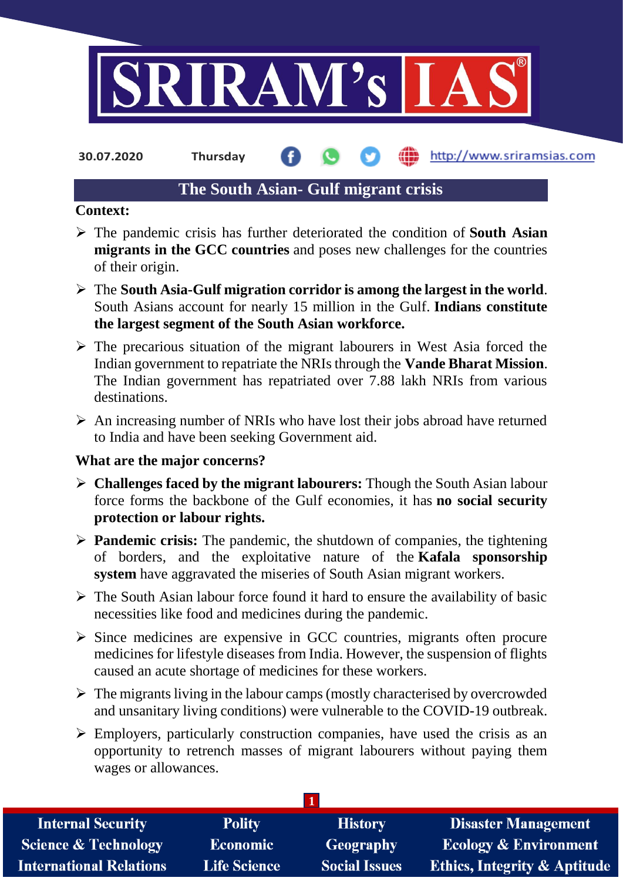30.07.2020 Thursday http://www.sriramsias.com

# The South Asian- Gulf migrant crisis

**Context:**

- The pandemic crisis has further deteriorated the condition of **South Asian migrants in the GCC countries** and poses new challenges for the countries of their origin.
- The **South Asia-Gulf migration corridor is among the largest in the world**. South Asians account for nearly 15 million in the Gulf. **Indians constitute the largest segment of the South Asian workforce.**
- The precarious situation of the migrant labourers in West Asia forced the Indian government to repatriate the NRIs through the **Vande Bharat Mission**. The Indian government has repatriated over 7.88 lakh NRIs from various destinations.
- An increasing number of NRIs who have lost their jobs abroad have returned to India and have been seeking Government aid.

**What are the major concerns?**

- **Challenges faced by the migrant labourers:** Though the South Asian labour force forms the backbone of the Gulf economies, it has **no social security protection or labour rights.**
- **Pandemic crisis:** The pandemic, the shutdown of companies, the tightening of borders, and the exploitative nature of the **Kafala sponsorship system** have aggravated the miseries of South Asian migrant workers.
- The South Asian labour force found it hard to ensure the availability of basic necessities like food and medicines during the pandemic.
- Since medicines are expensive in GCC countries, migrants often procure medicines for lifestyle diseases from India. However, the suspension of flights caused an acute shortage of medicines for these workers.
- The migrants living in the labour camps (mostly characterised by overcrowded and unsanitary living conditions) were vulnerable to the COVID-19 outbreak.
- Employers, particularly construction companies, have used the crisis as an opportunity to retrench masses of migrant labourers without paying them wages or allowances.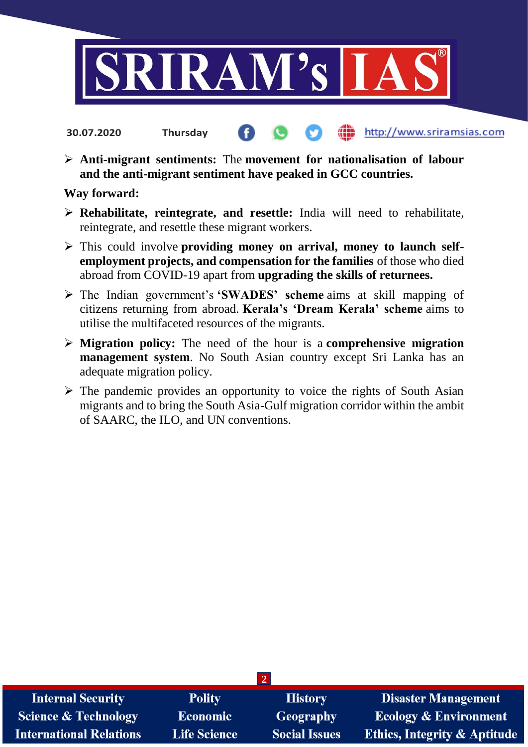- **Anti-migrant sentiments:** The **movement for nationalisation of labour and the anti-migrant sentiment have peaked in GCC countries.**

**Way forward:**

- **Rehabilitate, reintegrate, and resettle:** India will need to rehabilitate, reintegrate, and resettle these migrant workers.
- This could involve **providing money on arrival, money to launch self-employment projects, and compensation for the families** of those who died abroad from COVID-19 apart from **upgrading the skills of returnees.**
- The Indian government's **'SWADES' scheme** aims at skill mapping of citizens returning from abroad. **Kerala's 'Dream Kerala' scheme** aims to utilise the multifaceted resources of the migrants.
- **Migration policy:** The need of the hour is a **comprehensive migration management system**. No South Asian country except Sri Lanka has an adequate migration policy.
- The pandemic provides an opportunity to voice the rights of South Asian migrants and to bring the South Asia-Gulf migration corridor within the ambit of SAARC, the ILO, and UN conventions.